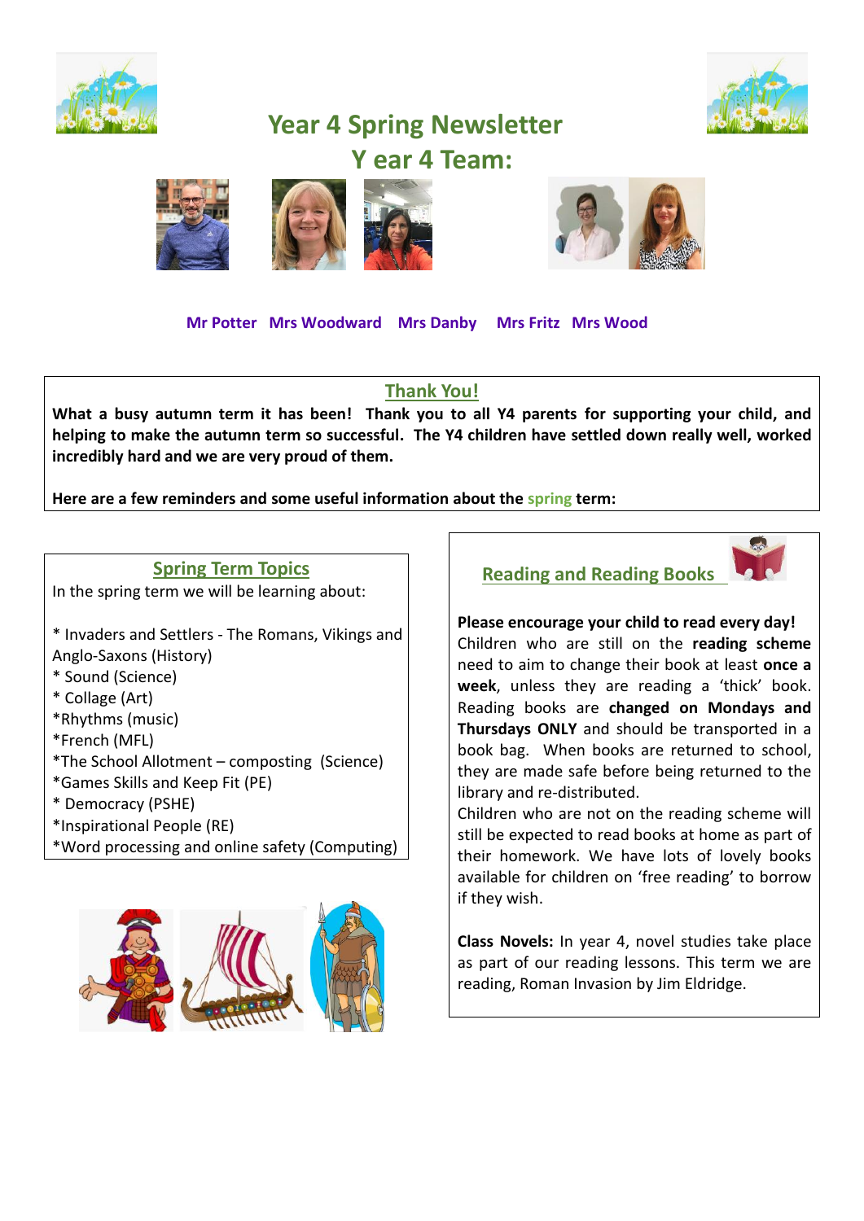# Year 4 Spring Newsletter

## Y ear 4 Team:

**Mr Potter** **Mrs Woodward** **Mrs Danby** **Mrs Fritz** **Mrs Wood**

## Thank You!

**What a busy autumn term it has been! Thank you to all Y4 parents for supporting your child, and helping to make the autumn term so successful. The Y4 children have settled down really well, worked incredibly hard and we are very proud of them.**

**Here are a few reminders and some useful information about the spring term:**

## Spring Term Topics

In the spring term we will be learning about:

* Invaders and Settlers - The Romans, Vikings and Anglo-Saxons (History)
* Sound (Science)
* Collage (Art)
*Rhythms (music)
*French (MFL)
*The School Allotment – composting (Science)
*Games Skills and Keep Fit (PE)
* Democracy (PSHE)
*Inspirational People (RE)
*Word processing and online safety (Computing)

## Reading and Reading Books

**Please encourage your child to read every day!** Children who are still on the **reading scheme** need to aim to change their book at least **once a week**, unless they are reading a 'thick' book. Reading books are **changed on Mondays and Thursdays ONLY** and should be transported in a book bag. When books are returned to school, they are made safe before being returned to the library and re-distributed.

Children who are not on the reading scheme will still be expected to read books at home as part of their homework. We have lots of lovely books available for children on 'free reading' to borrow if they wish.

**Class Novels:** In year 4, novel studies take place as part of our reading lessons. This term we are reading, Roman Invasion by Jim Eldridge.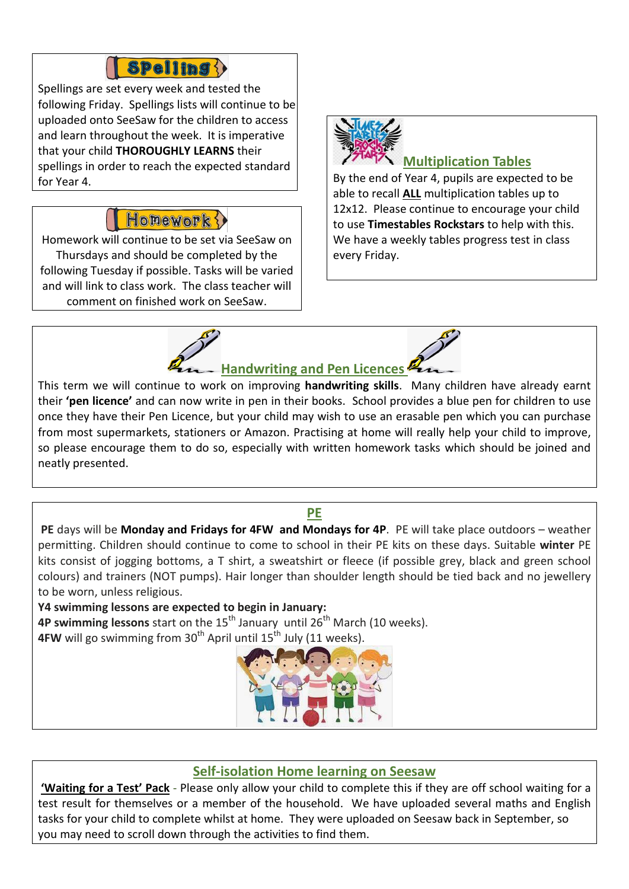## Spelling

Spellings are set every week and tested the following Friday. Spellings lists will continue to be uploaded onto SeeSaw for the children to access and learn throughout the week. It is imperative that your child **THOROUGHLY LEARNS** their spellings in order to reach the expected standard for Year 4.

## Homework

Homework will continue to be set via SeeSaw on Thursdays and should be completed by the following Tuesday if possible. Tasks will be varied and will link to class work. The class teacher will comment on finished work on SeeSaw.

## Multiplication Tables

By the end of Year 4, pupils are expected to be able to recall **ALL** multiplication tables up to 12x12. Please continue to encourage your child to use **Timestables Rockstars** to help with this. We have a weekly tables progress test in class every Friday.

## Handwriting and Pen Licences

This term we will continue to work on improving **handwriting skills**. Many children have already earnt their **'pen licence'** and can now write in pen in their books. School provides a blue pen for children to use once they have their Pen Licence, but your child may wish to use an erasable pen which you can purchase from most supermarkets, stationers or Amazon. Practising at home will really help your child to improve, so please encourage them to do so, especially with written homework tasks which should be joined and neatly presented.

## PE

**PE** days will be **Monday and Fridays for 4FW and Mondays for 4P**. PE will take place outdoors – weather permitting. Children should continue to come to school in their PE kits on these days. Suitable **winter** PE kits consist of jogging bottoms, a T shirt, a sweatshirt or fleece (if possible grey, black and green school colours) and trainers (NOT pumps). Hair longer than shoulder length should be tied back and no jewellery to be worn, unless religious.

**Y4 swimming lessons are expected to begin in January:**

**4P swimming lessons** start on the 15th January until 26th March (10 weeks).

**4FW** will go swimming from 30th April until 15th July (11 weeks).

## Self-isolation Home learning on Seesaw

**'Waiting for a Test' Pack** - Please only allow your child to complete this if they are off school waiting for a test result for themselves or a member of the household. We have uploaded several maths and English tasks for your child to complete whilst at home. They were uploaded on Seesaw back in September, so you may need to scroll down through the activities to find them.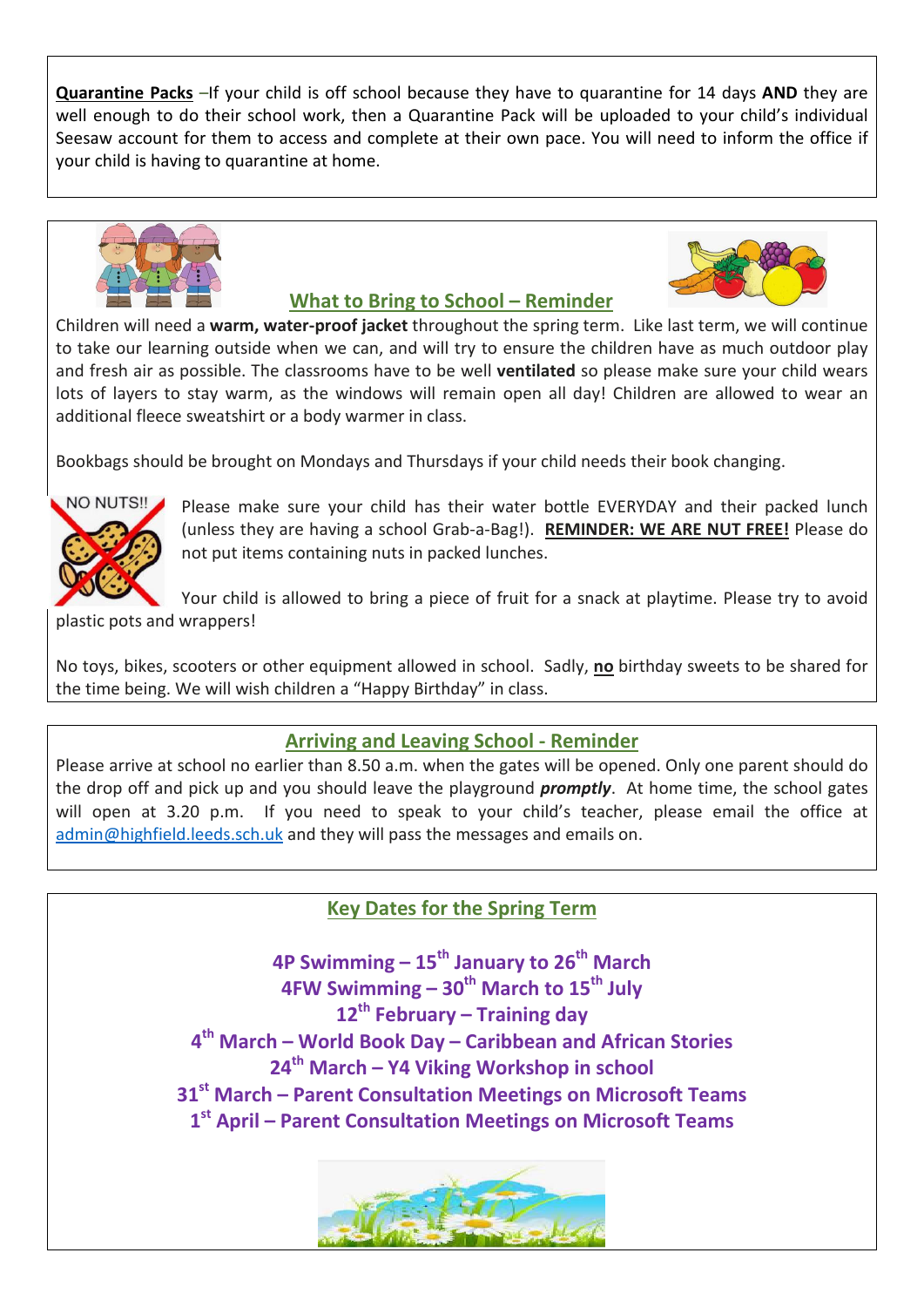**Quarantine Packs** –If your child is off school because they have to quarantine for 14 days **AND** they are well enough to do their school work, then a Quarantine Pack will be uploaded to your child's individual Seesaw account for them to access and complete at their own pace. You will need to inform the office if your child is having to quarantine at home.

## What to Bring to School – Reminder

Children will need a **warm, water-proof jacket** throughout the spring term. Like last term, we will continue to take our learning outside when we can, and will try to ensure the children have as much outdoor play and fresh air as possible. The classrooms have to be well **ventilated** so please make sure your child wears lots of layers to stay warm, as the windows will remain open all day! Children are allowed to wear an additional fleece sweatshirt or a body warmer in class.

Bookbags should be brought on Mondays and Thursdays if your child needs their book changing.

NO NUTS!!

Please make sure your child has their water bottle EVERYDAY and their packed lunch (unless they are having a school Grab-a-Bag!). **REMINDER: WE ARE NUT FREE!** Please do not put items containing nuts in packed lunches.

Your child is allowed to bring a piece of fruit for a snack at playtime. Please try to avoid plastic pots and wrappers!

No toys, bikes, scooters or other equipment allowed in school. Sadly, **no** birthday sweets to be shared for the time being. We will wish children a "Happy Birthday" in class.

## Arriving and Leaving School - Reminder

Please arrive at school no earlier than 8.50 a.m. when the gates will be opened. Only one parent should do the drop off and pick up and you should leave the playground ***promptly***. At home time, the school gates will open at 3.20 p.m. If you need to speak to your child's teacher, please email the office at admin@highfield.leeds.sch.uk and they will pass the messages and emails on.

## Key Dates for the Spring Term

**4P Swimming – 15th January to 26th March**
**4FW Swimming – 30th March to 15th July**
**12th February – Training day**
**4th March – World Book Day – Caribbean and African Stories**
**24th March – Y4 Viking Workshop in school**
**31st March – Parent Consultation Meetings on Microsoft Teams**
**1st April – Parent Consultation Meetings on Microsoft Teams**